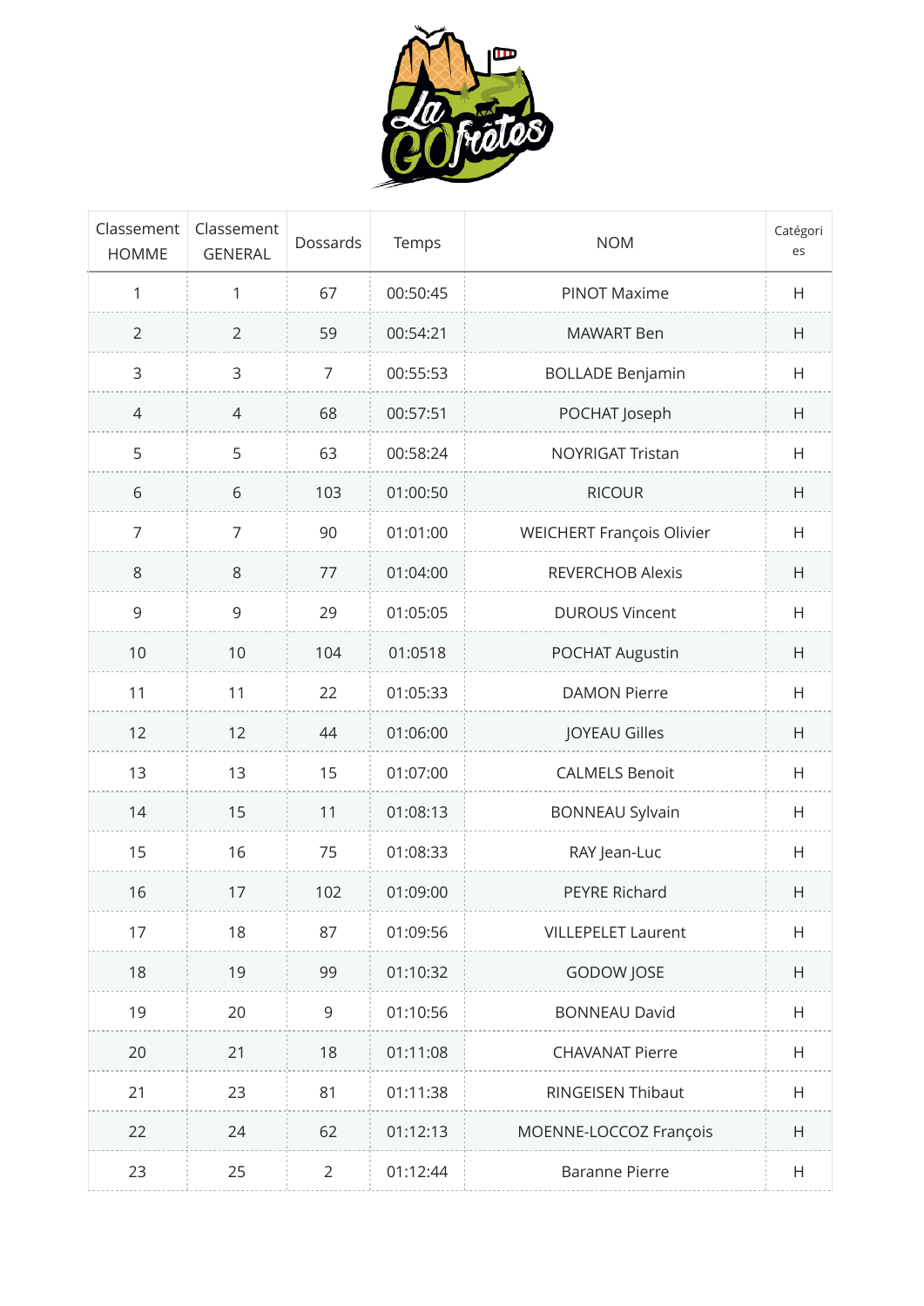| Classement HOMME | Classement GENERAL | Dossards | Temps | NOM | Catégories |
|---|---|---|---|---|---|
| 1 | 1 | 67 | 00:50:45 | PINOT Maxime | H |
| 2 | 2 | 59 | 00:54:21 | MAWART Ben | H |
| 3 | 3 | 7 | 00:55:53 | BOLLADE Benjamin | H |
| 4 | 4 | 68 | 00:57:51 | POCHAT Joseph | H |
| 5 | 5 | 63 | 00:58:24 | NOYRIGAT Tristan | H |
| 6 | 6 | 103 | 01:00:50 | RICOUR | H |
| 7 | 7 | 90 | 01:01:00 | WEICHERT François Olivier | H |
| 8 | 8 | 77 | 01:04:00 | REVERCHOB Alexis | H |
| 9 | 9 | 29 | 01:05:05 | DUROUS Vincent | H |
| 10 | 10 | 104 | 01:0518 | POCHAT Augustin | H |
| 11 | 11 | 22 | 01:05:33 | DAMON Pierre | H |
| 12 | 12 | 44 | 01:06:00 | JOYEAU Gilles | H |
| 13 | 13 | 15 | 01:07:00 | CALMELS Benoit | H |
| 14 | 15 | 11 | 01:08:13 | BONNEAU Sylvain | H |
| 15 | 16 | 75 | 01:08:33 | RAY Jean-Luc | H |
| 16 | 17 | 102 | 01:09:00 | PEYRE Richard | H |
| 17 | 18 | 87 | 01:09:56 | VILLEPELET Laurent | H |
| 18 | 19 | 99 | 01:10:32 | GODOW JOSE | H |
| 19 | 20 | 9 | 01:10:56 | BONNEAU David | H |
| 20 | 21 | 18 | 01:11:08 | CHAVANAT Pierre | H |
| 21 | 23 | 81 | 01:11:38 | RINGEISEN Thibaut | H |
| 22 | 24 | 62 | 01:12:13 | MOENNE-LOCCOZ François | H |
| 23 | 25 | 2 | 01:12:44 | Baranne Pierre | H |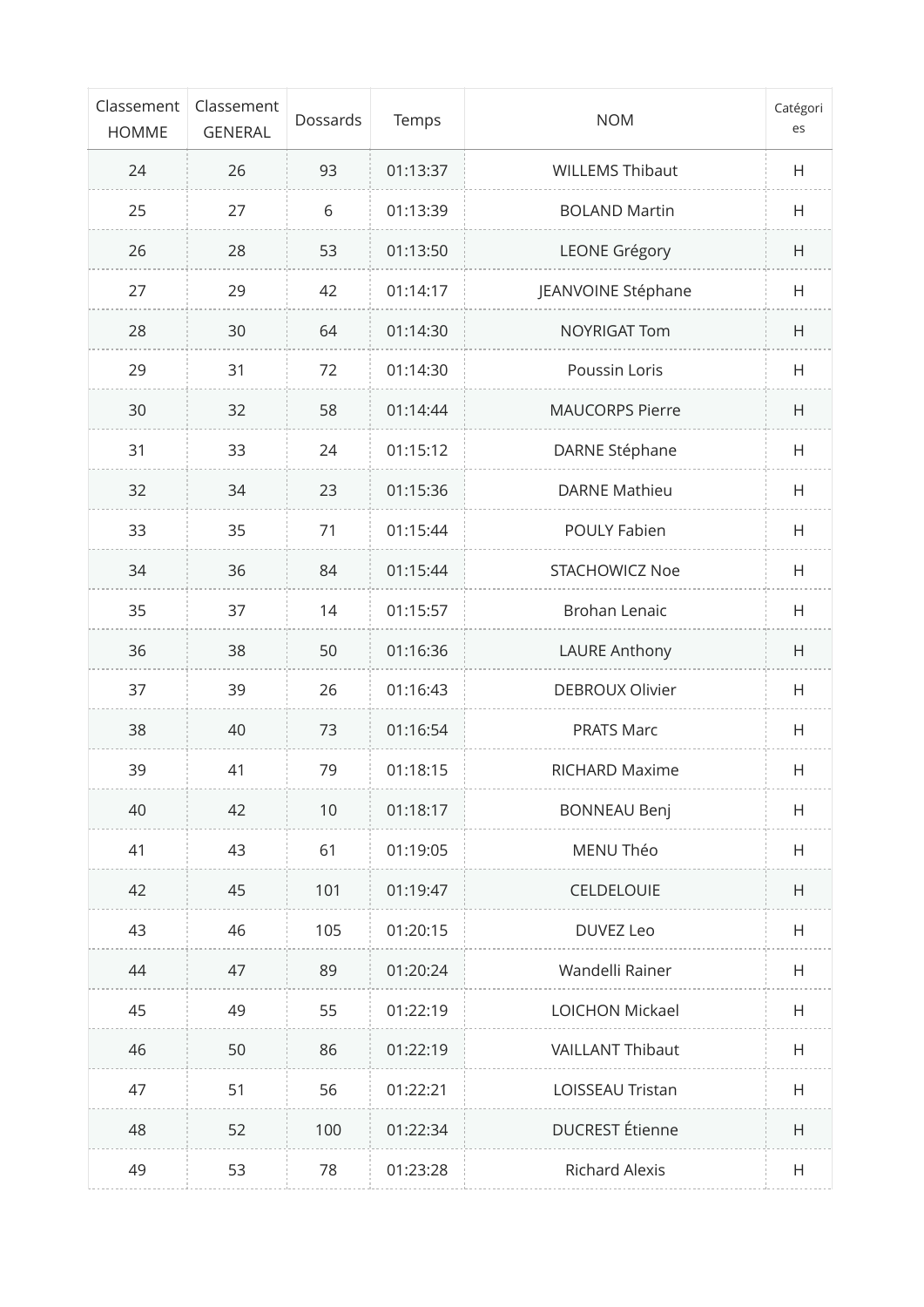| Classement HOMME | Classement GENERAL | Dossards | Temps | NOM | Catégories |
|---|---|---|---|---|---|
| 24 | 26 | 93 | 01:13:37 | WILLEMS Thibaut | H |
| 25 | 27 | 6 | 01:13:39 | BOLAND Martin | H |
| 26 | 28 | 53 | 01:13:50 | LEONE Grégory | H |
| 27 | 29 | 42 | 01:14:17 | JEANVOINE Stéphane | H |
| 28 | 30 | 64 | 01:14:30 | NOYRIGAT Tom | H |
| 29 | 31 | 72 | 01:14:30 | Poussin Loris | H |
| 30 | 32 | 58 | 01:14:44 | MAUCORPS Pierre | H |
| 31 | 33 | 24 | 01:15:12 | DARNE Stéphane | H |
| 32 | 34 | 23 | 01:15:36 | DARNE Mathieu | H |
| 33 | 35 | 71 | 01:15:44 | POULY Fabien | H |
| 34 | 36 | 84 | 01:15:44 | STACHOWICZ Noe | H |
| 35 | 37 | 14 | 01:15:57 | Brohan Lenaic | H |
| 36 | 38 | 50 | 01:16:36 | LAURE Anthony | H |
| 37 | 39 | 26 | 01:16:43 | DEBROUX Olivier | H |
| 38 | 40 | 73 | 01:16:54 | PRATS Marc | H |
| 39 | 41 | 79 | 01:18:15 | RICHARD Maxime | H |
| 40 | 42 | 10 | 01:18:17 | BONNEAU Benj | H |
| 41 | 43 | 61 | 01:19:05 | MENU Théo | H |
| 42 | 45 | 101 | 01:19:47 | CELDELOUIE | H |
| 43 | 46 | 105 | 01:20:15 | DUVEZ Leo | H |
| 44 | 47 | 89 | 01:20:24 | Wandelli Rainer | H |
| 45 | 49 | 55 | 01:22:19 | LOICHON Mickael | H |
| 46 | 50 | 86 | 01:22:19 | VAILLANT Thibaut | H |
| 47 | 51 | 56 | 01:22:21 | LOISSEAU Tristan | H |
| 48 | 52 | 100 | 01:22:34 | DUCREST Étienne | H |
| 49 | 53 | 78 | 01:23:28 | Richard Alexis | H |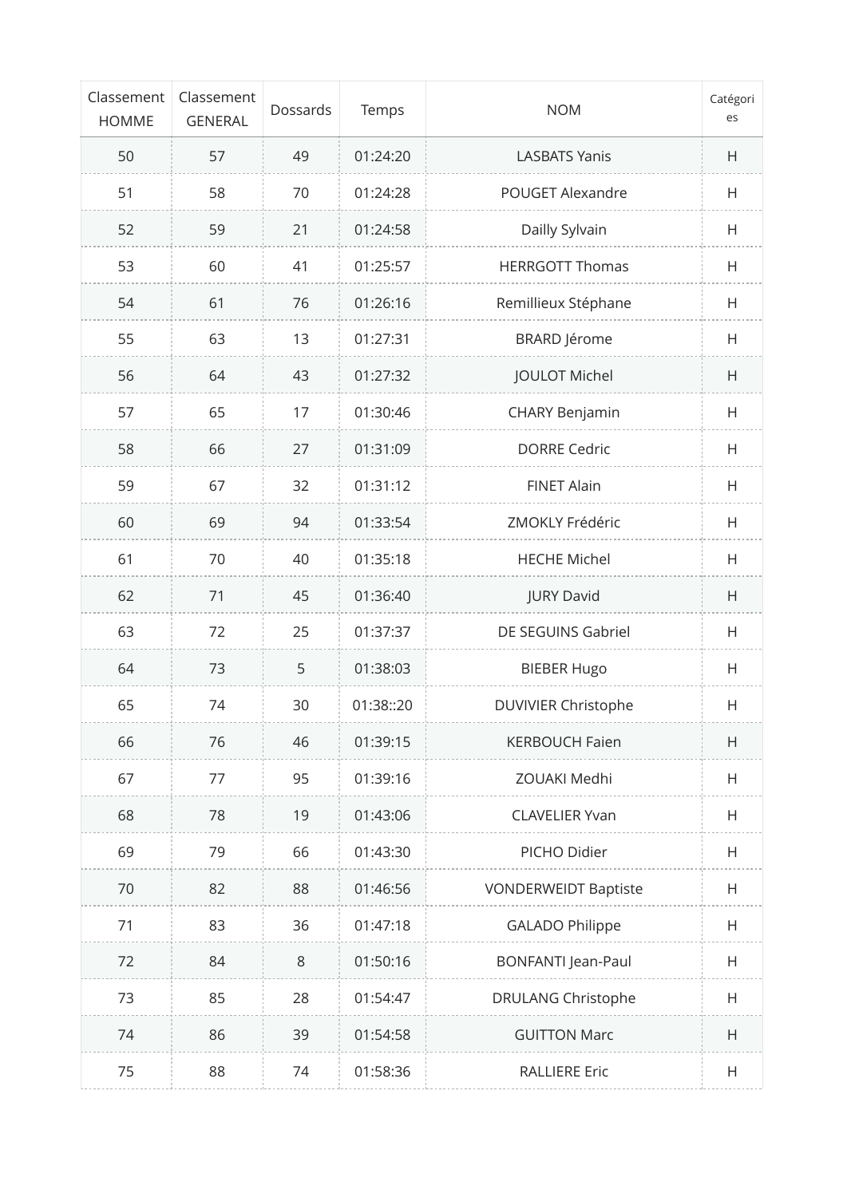| Classement HOMME | Classement GENERAL | Dossards | Temps | NOM | Catégories |
|---|---|---|---|---|---|
| 50 | 57 | 49 | 01:24:20 | LASBATS Yanis | H |
| 51 | 58 | 70 | 01:24:28 | POUGET Alexandre | H |
| 52 | 59 | 21 | 01:24:58 | Dailly Sylvain | H |
| 53 | 60 | 41 | 01:25:57 | HERRGOTT Thomas | H |
| 54 | 61 | 76 | 01:26:16 | Remillieux Stéphane | H |
| 55 | 63 | 13 | 01:27:31 | BRARD Jérome | H |
| 56 | 64 | 43 | 01:27:32 | JOULOT Michel | H |
| 57 | 65 | 17 | 01:30:46 | CHARY Benjamin | H |
| 58 | 66 | 27 | 01:31:09 | DORRE Cedric | H |
| 59 | 67 | 32 | 01:31:12 | FINET Alain | H |
| 60 | 69 | 94 | 01:33:54 | ZMOKLY Frédéric | H |
| 61 | 70 | 40 | 01:35:18 | HECHE Michel | H |
| 62 | 71 | 45 | 01:36:40 | JURY David | H |
| 63 | 72 | 25 | 01:37:37 | DE SEGUINS Gabriel | H |
| 64 | 73 | 5 | 01:38:03 | BIEBER Hugo | H |
| 65 | 74 | 30 | 01:38::20 | DUVIVIER Christophe | H |
| 66 | 76 | 46 | 01:39:15 | KERBOUCH Faien | H |
| 67 | 77 | 95 | 01:39:16 | ZOUAKI Medhi | H |
| 68 | 78 | 19 | 01:43:06 | CLAVELIER Yvan | H |
| 69 | 79 | 66 | 01:43:30 | PICHO Didier | H |
| 70 | 82 | 88 | 01:46:56 | VONDERWEIDT Baptiste | H |
| 71 | 83 | 36 | 01:47:18 | GALADO Philippe | H |
| 72 | 84 | 8 | 01:50:16 | BONFANTI Jean-Paul | H |
| 73 | 85 | 28 | 01:54:47 | DRULANG Christophe | H |
| 74 | 86 | 39 | 01:54:58 | GUITTON Marc | H |
| 75 | 88 | 74 | 01:58:36 | RALLIERE Eric | H |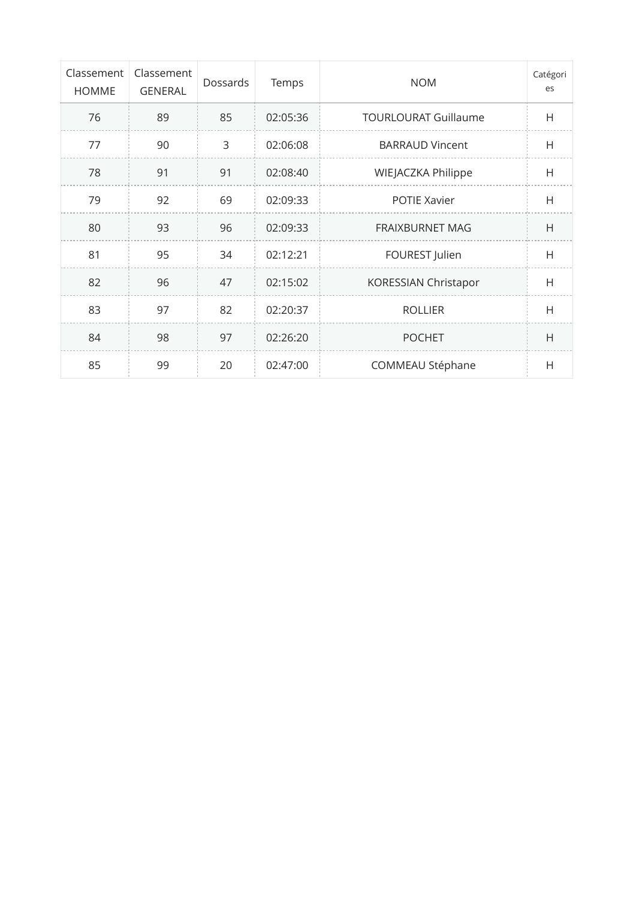| Classement HOMME | Classement GENERAL | Dossards | Temps | NOM | Catégories |
|---|---|---|---|---|---|
| 76 | 89 | 85 | 02:05:36 | TOURLOURAT Guillaume | H |
| 77 | 90 | 3 | 02:06:08 | BARRAUD Vincent | H |
| 78 | 91 | 91 | 02:08:40 | WIEJACZKA Philippe | H |
| 79 | 92 | 69 | 02:09:33 | POTIE Xavier | H |
| 80 | 93 | 96 | 02:09:33 | FRAIXBURNET MAG | H |
| 81 | 95 | 34 | 02:12:21 | FOUREST Julien | H |
| 82 | 96 | 47 | 02:15:02 | KORESSIAN Christapor | H |
| 83 | 97 | 82 | 02:20:37 | ROLLIER | H |
| 84 | 98 | 97 | 02:26:20 | POCHET | H |
| 85 | 99 | 20 | 02:47:00 | COMMEAU Stéphane | H |